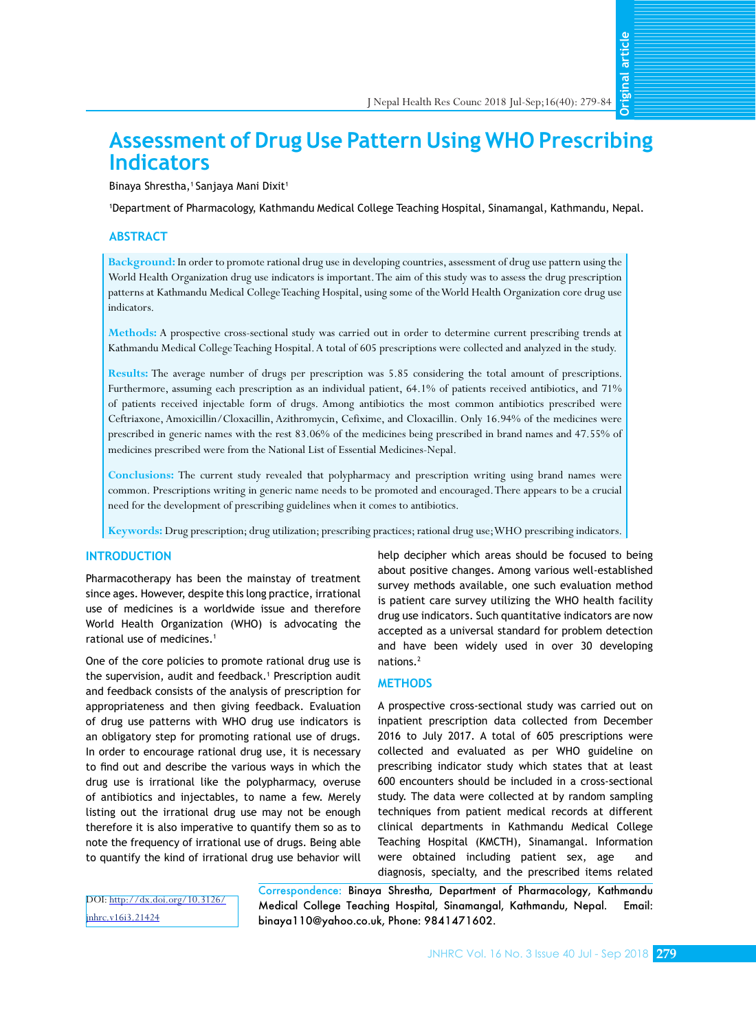# Assessment of Drug Use Pattern Using WHO Prescribing Indicators

Binaya Shrestha,[1] Sanjaya Mani Dixit[1]

[1]Department of Pharmacology, Kathmandu Medical College Teaching Hospital, Sinamangal, Kathmandu, Nepal.

## ABSTRACT

**Background:** In order to promote rational drug use in developing countries, assessment of drug use pattern using the World Health Organization drug use indicators is important. The aim of this study was to assess the drug prescription patterns at Kathmandu Medical College Teaching Hospital, using some of the World Health Organization core drug use indicators.

**Methods:** A prospective cross-sectional study was carried out in order to determine current prescribing trends at Kathmandu Medical College Teaching Hospital. A total of 605 prescriptions were collected and analyzed in the study.

**Results:** The average number of drugs per prescription was 5.85 considering the total amount of prescriptions. Furthermore, assuming each prescription as an individual patient, 64.1% of patients received antibiotics, and 71% of patients received injectable form of drugs. Among antibiotics the most common antibiotics prescribed were Ceftriaxone, Amoxicillin/Cloxacillin, Azithromycin, Cefixime, and Cloxacillin. Only 16.94% of the medicines were prescribed in generic names with the rest 83.06% of the medicines being prescribed in brand names and 47.55% of medicines prescribed were from the National List of Essential Medicines-Nepal.

**Conclusions:** The current study revealed that polypharmacy and prescription writing using brand names were common. Prescriptions writing in generic name needs to be promoted and encouraged. There appears to be a crucial need for the development of prescribing guidelines when it comes to antibiotics.

**Keywords:** Drug prescription; drug utilization; prescribing practices; rational drug use; WHO prescribing indicators.

## INTRODUCTION

Pharmacotherapy has been the mainstay of treatment since ages. However, despite this long practice, irrational use of medicines is a worldwide issue and therefore World Health Organization (WHO) is advocating the rational use of medicines.[1]

One of the core policies to promote rational drug use is the supervision, audit and feedback.[1] Prescription audit and feedback consists of the analysis of prescription for appropriateness and then giving feedback. Evaluation of drug use patterns with WHO drug use indicators is an obligatory step for promoting rational use of drugs. In order to encourage rational drug use, it is necessary to find out and describe the various ways in which the drug use is irrational like the polypharmacy, overuse of antibiotics and injectables, to name a few. Merely listing out the irrational drug use may not be enough therefore it is also imperative to quantify them so as to note the frequency of irrational use of drugs. Being able to quantify the kind of irrational drug use behavior will help decipher which areas should be focused to being about positive changes. Among various well-established survey methods available, one such evaluation method is patient care survey utilizing the WHO health facility drug use indicators. Such quantitative indicators are now accepted as a universal standard for problem detection and have been widely used in over 30 developing nations.[2]

## METHODS

A prospective cross-sectional study was carried out on inpatient prescription data collected from December 2016 to July 2017. A total of 605 prescriptions were collected and evaluated as per WHO guideline on prescribing indicator study which states that at least 600 encounters should be included in a cross-sectional study. The data were collected at by random sampling techniques from patient medical records at different clinical departments in Kathmandu Medical College Teaching Hospital (KMCTH), Sinamangal. Information were obtained including patient sex, age and diagnosis, specialty, and the prescribed items related

DOI: http://dx.doi.org/10.3126/jnhrc.v16i3.21424

**Correspondence:** Binaya Shrestha, Department of Pharmacology, Kathmandu Medical College Teaching Hospital, Sinamangal, Kathmandu, Nepal. Email: binaya110@yahoo.co.uk, Phone: 9841471602.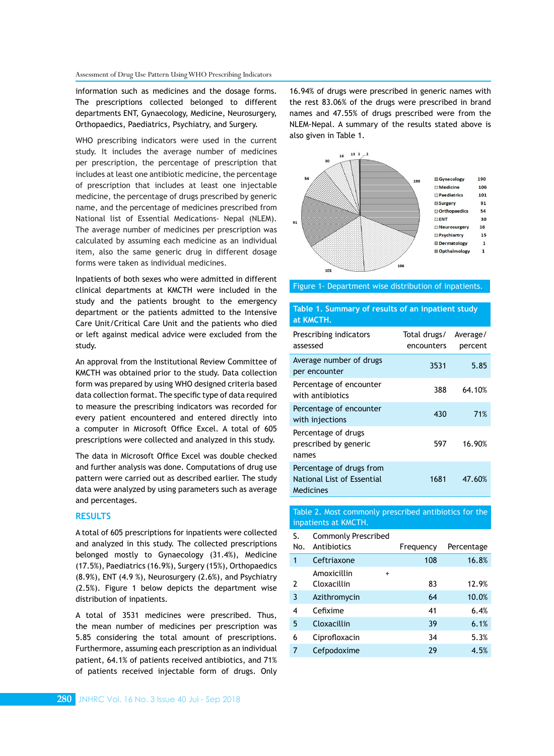information such as medicines and the dosage forms. The prescriptions collected belonged to different departments ENT, Gynaecology, Medicine, Neurosurgery, Orthopaedics, Paediatrics, Psychiatry, and Surgery.

WHO prescribing indicators were used in the current study. It includes the average number of medicines per prescription, the percentage of prescription that includes at least one antibiotic medicine, the percentage of prescription that includes at least one injectable medicine, the percentage of drugs prescribed by generic name, and the percentage of medicines prescribed from National list of Essential Medications- Nepal (NLEM). The average number of medicines per prescription was calculated by assuming each medicine as an individual item, also the same generic drug in different dosage forms were taken as individual medicines.

Inpatients of both sexes who were admitted in different clinical departments at KMCTH were included in the study and the patients brought to the emergency department or the patients admitted to the Intensive Care Unit/Critical Care Unit and the patients who died or left against medical advice were excluded from the study.

An approval from the Institutional Review Committee of KMCTH was obtained prior to the study. Data collection form was prepared by using WHO designed criteria based data collection format. The specific type of data required to measure the prescribing indicators was recorded for every patient encountered and entered directly into a computer in Microsoft Office Excel. A total of 605 prescriptions were collected and analyzed in this study.

The data in Microsoft Office Excel was double checked and further analysis was done. Computations of drug use pattern were carried out as described earlier. The study data were analyzed by using parameters such as average and percentages.

## RESULTS

A total of 605 prescriptions for inpatients were collected and analyzed in this study. The collected prescriptions belonged mostly to Gynaecology (31.4%), Medicine (17.5%), Paediatrics (16.9%), Surgery (15%), Orthopaedics (8.9%), ENT (4.9 %), Neurosurgery (2.6%), and Psychiatry (2.5%). Figure 1 below depicts the department wise distribution of inpatients.

A total of 3531 medicines were prescribed. Thus, the mean number of medicines per prescription was 5.85 considering the total amount of prescriptions. Furthermore, assuming each prescription as an individual patient, 64.1% of patients received antibiotics, and 71% of patients received injectable form of drugs. Only 16.94% of drugs were prescribed in generic names with the rest 83.06% of the drugs were prescribed in brand names and 47.55% of drugs prescribed were from the NLEM-Nepal. A summary of the results stated above is also given in Table 1.

| Department | Number |
|---|---|
| Gynecology | 190 |
| Medicine | 106 |
| Paediatrics | 101 |
| Surgery | 91 |
| Orthopaedics | 54 |
| ENT | 30 |
| Neurosurgery | 16 |
| Psychiartry | 15 |
| Dermatology | 1 |
| Opthalmology | 1 |

Figure 1- Department wise distribution of inpatients.

**Table 1. Summary of results of an inpatient study at KMCTH.**

| Prescribing indicators assessed | Total drugs/ encounters | Average/ percent |
|---|---|---|
| Average number of drugs per encounter | 3531 | 5.85 |
| Percentage of encounter with antibiotics | 388 | 64.10% |
| Percentage of encounter with injections | 430 | 71% |
| Percentage of drugs prescribed by generic names | 597 | 16.90% |
| Percentage of drugs from National List of Essential Medicines | 1681 | 47.60% |

Table 2. Most commonly prescribed antibiotics for the inpatients at KMCTH.

| S. No. | Commonly Prescribed Antibiotics | Frequency | Percentage |
|---|---|---|---|
| 1 | Ceftriaxone | 108 | 16.8% |
| 2 | Amoxicillin + Cloxacillin | 83 | 12.9% |
| 3 | Azithromycin | 64 | 10.0% |
| 4 | Cefixime | 41 | 6.4% |
| 5 | Cloxacillin | 39 | 6.1% |
| 6 | Ciprofloxacin | 34 | 5.3% |
| 7 | Cefpodoxime | 29 | 4.5% |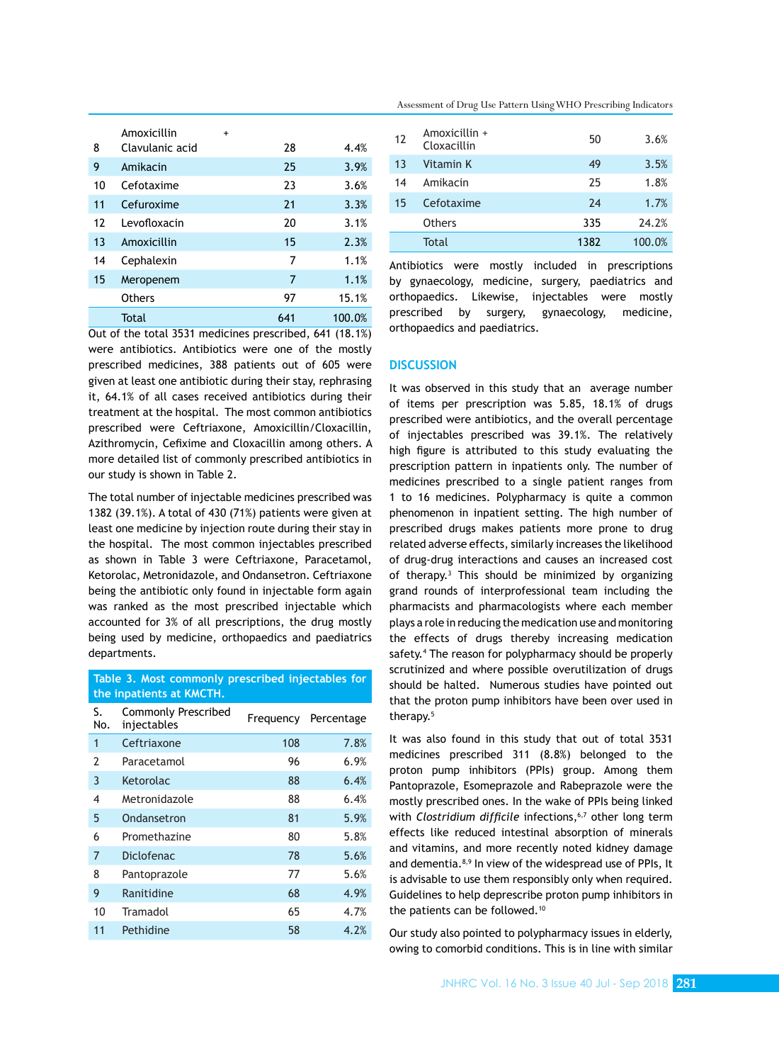| | | | |
|---|---|---|---|
| 8 | Amoxicillin + Clavulanic acid | 28 | 4.4% |
| 9 | Amikacin | 25 | 3.9% |
| 10 | Cefotaxime | 23 | 3.6% |
| 11 | Cefuroxime | 21 | 3.3% |
| 12 | Levofloxacin | 20 | 3.1% |
| 13 | Amoxicillin | 15 | 2.3% |
| 14 | Cephalexin | 7 | 1.1% |
| 15 | Meropenem | 7 | 1.1% |
| | Others | 97 | 15.1% |
| | Total | 641 | 100.0% |

Out of the total 3531 medicines prescribed, 641 (18.1%) were antibiotics. Antibiotics were one of the mostly prescribed medicines, 388 patients out of 605 were given at least one antibiotic during their stay, rephrasing it, 64.1% of all cases received antibiotics during their treatment at the hospital. The most common antibiotics prescribed were Ceftriaxone, Amoxicillin/Cloxacillin, Azithromycin, Cefixime and Cloxacillin among others. A more detailed list of commonly prescribed antibiotics in our study is shown in Table 2.

The total number of injectable medicines prescribed was 1382 (39.1%). A total of 430 (71%) patients were given at least one medicine by injection route during their stay in the hospital. The most common injectables prescribed as shown in Table 3 were Ceftriaxone, Paracetamol, Ketorolac, Metronidazole, and Ondansetron. Ceftriaxone being the antibiotic only found in injectable form again was ranked as the most prescribed injectable which accounted for 3% of all prescriptions, the drug mostly being used by medicine, orthopaedics and paediatrics departments.

**Table 3. Most commonly prescribed injectables for the inpatients at KMCTH.**

| S. No. | Commonly Prescribed injectables | Frequency | Percentage |
|---|---|---|---|
| 1 | Ceftriaxone | 108 | 7.8% |
| 2 | Paracetamol | 96 | 6.9% |
| 3 | Ketorolac | 88 | 6.4% |
| 4 | Metronidazole | 88 | 6.4% |
| 5 | Ondansetron | 81 | 5.9% |
| 6 | Promethazine | 80 | 5.8% |
| 7 | Diclofenac | 78 | 5.6% |
| 8 | Pantoprazole | 77 | 5.6% |
| 9 | Ranitidine | 68 | 4.9% |
| 10 | Tramadol | 65 | 4.7% |
| 11 | Pethidine | 58 | 4.2% |
| 12 | Amoxicillin + Cloxacillin | 50 | 3.6% |
| 13 | Vitamin K | 49 | 3.5% |
| 14 | Amikacin | 25 | 1.8% |
| 15 | Cefotaxime | 24 | 1.7% |
| | Others | 335 | 24.2% |
| | Total | 1382 | 100.0% |

Antibiotics were mostly included in prescriptions by gynaecology, medicine, surgery, paediatrics and orthopaedics. Likewise, injectables were mostly prescribed by surgery, gynaecology, medicine, orthopaedics and paediatrics.

## DISCUSSION

It was observed in this study that an average number of items per prescription was 5.85, 18.1% of drugs prescribed were antibiotics, and the overall percentage of injectables prescribed was 39.1%. The relatively high figure is attributed to this study evaluating the prescription pattern in inpatients only. The number of medicines prescribed to a single patient ranges from 1 to 16 medicines. Polypharmacy is quite a common phenomenon in inpatient setting. The high number of prescribed drugs makes patients more prone to drug related adverse effects, similarly increases the likelihood of drug-drug interactions and causes an increased cost of therapy.[3] This should be minimized by organizing grand rounds of interprofessional team including the pharmacists and pharmacologists where each member plays a role in reducing the medication use and monitoring the effects of drugs thereby increasing medication safety.[4] The reason for polypharmacy should be properly scrutinized and where possible overutilization of drugs should be halted. Numerous studies have pointed out that the proton pump inhibitors have been over used in therapy.[5]

It was also found in this study that out of total 3531 medicines prescribed 311 (8.8%) belonged to the proton pump inhibitors (PPIs) group. Among them Pantoprazole, Esomeprazole and Rabeprazole were the mostly prescribed ones. In the wake of PPIs being linked with *Clostridium difficile* infections,[6,7] other long term effects like reduced intestinal absorption of minerals and vitamins, and more recently noted kidney damage and dementia.[8,9] In view of the widespread use of PPIs, It is advisable to use them responsibly only when required. Guidelines to help deprescribe proton pump inhibitors in the patients can be followed.[10]

Our study also pointed to polypharmacy issues in elderly, owing to comorbid conditions. This is in line with similar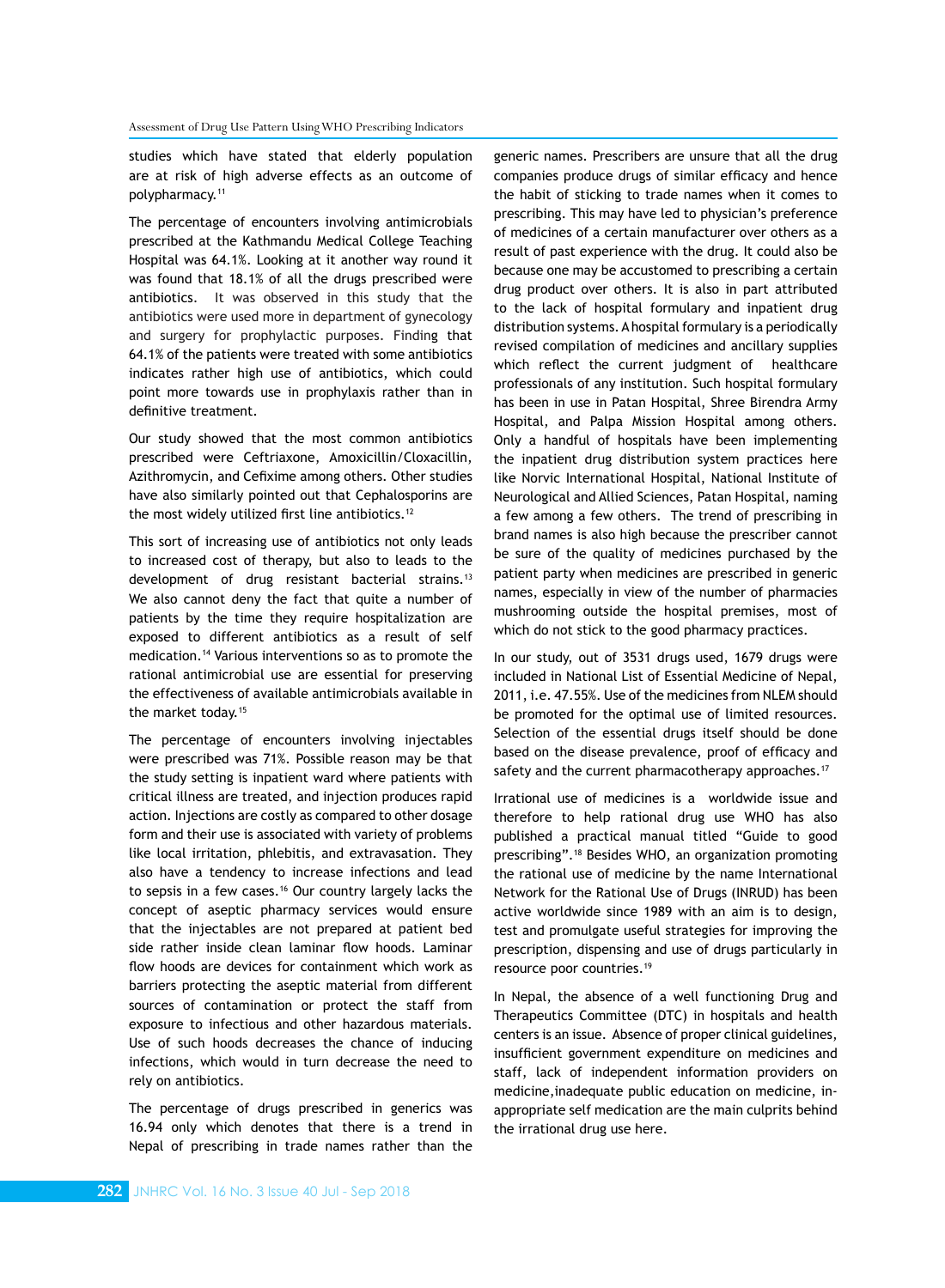studies which have stated that elderly population are at risk of high adverse effects as an outcome of polypharmacy.[11]

The percentage of encounters involving antimicrobials prescribed at the Kathmandu Medical College Teaching Hospital was 64.1%. Looking at it another way round it was found that 18.1% of all the drugs prescribed were antibiotics. It was observed in this study that the antibiotics were used more in department of gynecology and surgery for prophylactic purposes. Finding that 64.1% of the patients were treated with some antibiotics indicates rather high use of antibiotics, which could point more towards use in prophylaxis rather than in definitive treatment.

Our study showed that the most common antibiotics prescribed were Ceftriaxone, Amoxicillin/Cloxacillin, Azithromycin, and Cefixime among others. Other studies have also similarly pointed out that Cephalosporins are the most widely utilized first line antibiotics.[12]

This sort of increasing use of antibiotics not only leads to increased cost of therapy, but also to leads to the development of drug resistant bacterial strains.[13] We also cannot deny the fact that quite a number of patients by the time they require hospitalization are exposed to different antibiotics as a result of self medication.[14] Various interventions so as to promote the rational antimicrobial use are essential for preserving the effectiveness of available antimicrobials available in the market today.[15]

The percentage of encounters involving injectables were prescribed was 71%. Possible reason may be that the study setting is inpatient ward where patients with critical illness are treated, and injection produces rapid action. Injections are costly as compared to other dosage form and their use is associated with variety of problems like local irritation, phlebitis, and extravasation. They also have a tendency to increase infections and lead to sepsis in a few cases.[16] Our country largely lacks the concept of aseptic pharmacy services would ensure that the injectables are not prepared at patient bed side rather inside clean laminar flow hoods. Laminar flow hoods are devices for containment which work as barriers protecting the aseptic material from different sources of contamination or protect the staff from exposure to infectious and other hazardous materials. Use of such hoods decreases the chance of inducing infections, which would in turn decrease the need to rely on antibiotics.

The percentage of drugs prescribed in generics was 16.94 only which denotes that there is a trend in Nepal of prescribing in trade names rather than the generic names. Prescribers are unsure that all the drug companies produce drugs of similar efficacy and hence the habit of sticking to trade names when it comes to prescribing. This may have led to physician's preference of medicines of a certain manufacturer over others as a result of past experience with the drug. It could also be because one may be accustomed to prescribing a certain drug product over others. It is also in part attributed to the lack of hospital formulary and inpatient drug distribution systems. A hospital formulary is a periodically revised compilation of medicines and ancillary supplies which reflect the current judgment of healthcare professionals of any institution. Such hospital formulary has been in use in Patan Hospital, Shree Birendra Army Hospital, and Palpa Mission Hospital among others. Only a handful of hospitals have been implementing the inpatient drug distribution system practices here like Norvic International Hospital, National Institute of Neurological and Allied Sciences, Patan Hospital, naming a few among a few others. The trend of prescribing in brand names is also high because the prescriber cannot be sure of the quality of medicines purchased by the patient party when medicines are prescribed in generic names, especially in view of the number of pharmacies mushrooming outside the hospital premises, most of which do not stick to the good pharmacy practices.

In our study, out of 3531 drugs used, 1679 drugs were included in National List of Essential Medicine of Nepal, 2011, i.e. 47.55%. Use of the medicines from NLEM should be promoted for the optimal use of limited resources. Selection of the essential drugs itself should be done based on the disease prevalence, proof of efficacy and safety and the current pharmacotherapy approaches.[17]

Irrational use of medicines is a worldwide issue and therefore to help rational drug use WHO has also published a practical manual titled "Guide to good prescribing".[18] Besides WHO, an organization promoting the rational use of medicine by the name International Network for the Rational Use of Drugs (INRUD) has been active worldwide since 1989 with an aim is to design, test and promulgate useful strategies for improving the prescription, dispensing and use of drugs particularly in resource poor countries.[19]

In Nepal, the absence of a well functioning Drug and Therapeutics Committee (DTC) in hospitals and health centers is an issue. Absence of proper clinical guidelines, insufficient government expenditure on medicines and staff, lack of independent information providers on medicine,inadequate public education on medicine, in-appropriate self medication are the main culprits behind the irrational drug use here.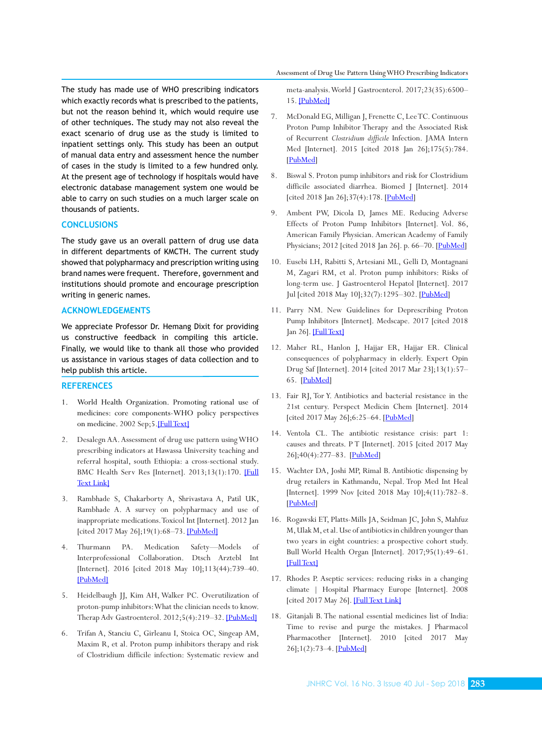The study has made use of WHO prescribing indicators which exactly records what is prescribed to the patients, but not the reason behind it, which would require use of other techniques. The study may not also reveal the exact scenario of drug use as the study is limited to inpatient settings only. This study has been an output of manual data entry and assessment hence the number of cases in the study is limited to a few hundred only. At the present age of technology if hospitals would have electronic database management system one would be able to carry on such studies on a much larger scale on thousands of patients.

## CONCLUSIONS

The study gave us an overall pattern of drug use data in different departments of KMCTH. The current study showed that polypharmacy and prescription writing using brand names were frequent. Therefore, government and institutions should promote and encourage prescription writing in generic names.

## ACKNOWLEDGEMENTS

We appreciate Professor Dr. Hemang Dixit for providing us constructive feedback in compiling this article. Finally, we would like to thank all those who provided us assistance in various stages of data collection and to help publish this article.

## REFERENCES

1. World Health Organization. Promoting rational use of medicines: core components-WHO policy perspectives on medicine. 2002 Sep;5.[Full Text]
2. Desalegn AA. Assessment of drug use pattern using WHO prescribing indicators at Hawassa University teaching and referral hospital, south Ethiopia: a cross-sectional study. BMC Health Serv Res [Internet]. 2013;13(1):170. [Full Text Link]
3. Rambhade S, Chakarborty A, Shrivastava A, Patil UK, Rambhade A. A survey on polypharmacy and use of inappropriate medications. Toxicol Int [Internet]. 2012 Jan [cited 2017 May 26];19(1):68–73. [PubMed]
4. Thurmann PA. Medication Safety—Models of Interprofessional Collaboration. Dtsch Arztebl Int [Internet]. 2016 [cited 2018 May 10];113(44):739–40. [PubMed]
5. Heidelbaugh JJ, Kim AH, Walker PC. Overutilization of proton-pump inhibitors: What the clinician needs to know. Therap Adv Gastroenterol. 2012;5(4):219–32. [PubMed]
6. Trifan A, Stanciu C, Girleanu I, Stoica OC, Singeap AM, Maxim R, et al. Proton pump inhibitors therapy and risk of Clostridium difficile infection: Systematic review and meta-analysis. World J Gastroenterol. 2017;23(35):6500–15. [PubMed]
7. McDonald EG, Milligan J, Frenette C, Lee TC. Continuous Proton Pump Inhibitor Therapy and the Associated Risk of Recurrent *Clostridium difficile* Infection. JAMA Intern Med [Internet]. 2015 [cited 2018 Jan 26];175(5):784. [PubMed]
8. Biswal S. Proton pump inhibitors and risk for Clostridium difficile associated diarrhea. Biomed J [Internet]. 2014 [cited 2018 Jan 26];37(4):178. [PubMed]
9. Ambent PW, Dicola D, James ME. Reducing Adverse Effects of Proton Pump Inhibitors [Internet]. Vol. 86, American Family Physician. American Academy of Family Physicians; 2012 [cited 2018 Jan 26]. p. 66–70. [PubMed]
10. Eusebi LH, Rabitti S, Artesiani ML, Gelli D, Montagnani M, Zagari RM, et al. Proton pump inhibitors: Risks of long-term use. J Gastroenterol Hepatol [Internet]. 2017 Jul [cited 2018 May 10];32(7):1295–302. [PubMed]
11. Parry NM. New Guidelines for Deprescribing Proton Pump Inhibitors [Internet]. Medscape. 2017 [cited 2018 Jan 26]. [Full Text]
12. Maher RL, Hanlon J, Hajjar ER, Hajjar ER. Clinical consequences of polypharmacy in elderly. Expert Opin Drug Saf [Internet]. 2014 [cited 2017 Mar 23];13(1):57–65. [PubMed]
13. Fair RJ, Tor Y. Antibiotics and bacterial resistance in the 21st century. Perspect Medicin Chem [Internet]. 2014 [cited 2017 May 26];6:25–64. [PubMed]
14. Ventola CL. The antibiotic resistance crisis: part 1: causes and threats. P T [Internet]. 2015 [cited 2017 May 26];40(4):277–83. [PubMed]
15. Wachter DA, Joshi MP, Rimal B. Antibiotic dispensing by drug retailers in Kathmandu, Nepal. Trop Med Int Heal [Internet]. 1999 Nov [cited 2018 May 10];4(11):782–8. [PubMed]
16. Rogawski ET, Platts-Mills JA, Seidman JC, John S, Mahfuz M, Ulak M, et al. Use of antibiotics in children younger than two years in eight countries: a prospective cohort study. Bull World Health Organ [Internet]. 2017;95(1):49–61. [Full Text]
17. Rhodes P. Aseptic services: reducing risks in a changing climate | Hospital Pharmacy Europe [Internet]. 2008 [cited 2017 May 26]. [Full Text Link]
18. Gitanjali B. The national essential medicines list of India: Time to revise and purge the mistakes. J Pharmacol Pharmacother [Internet]. 2010 [cited 2017 May 26];1(2):73–4. [PubMed]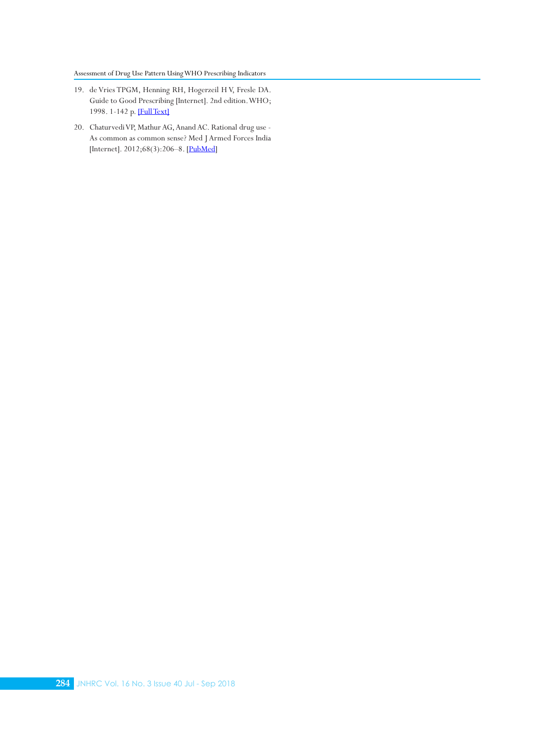19. de Vries TPGM, Henning RH, Hogerzeil H V, Fresle DA. Guide to Good Prescribing [Internet]. 2nd edition. WHO; 1998. 1-142 p. [Full Text]

20. Chaturvedi VP, Mathur AG, Anand AC. Rational drug use - As common as common sense? Med J Armed Forces India [Internet]. 2012;68(3):206–8. [PubMed]